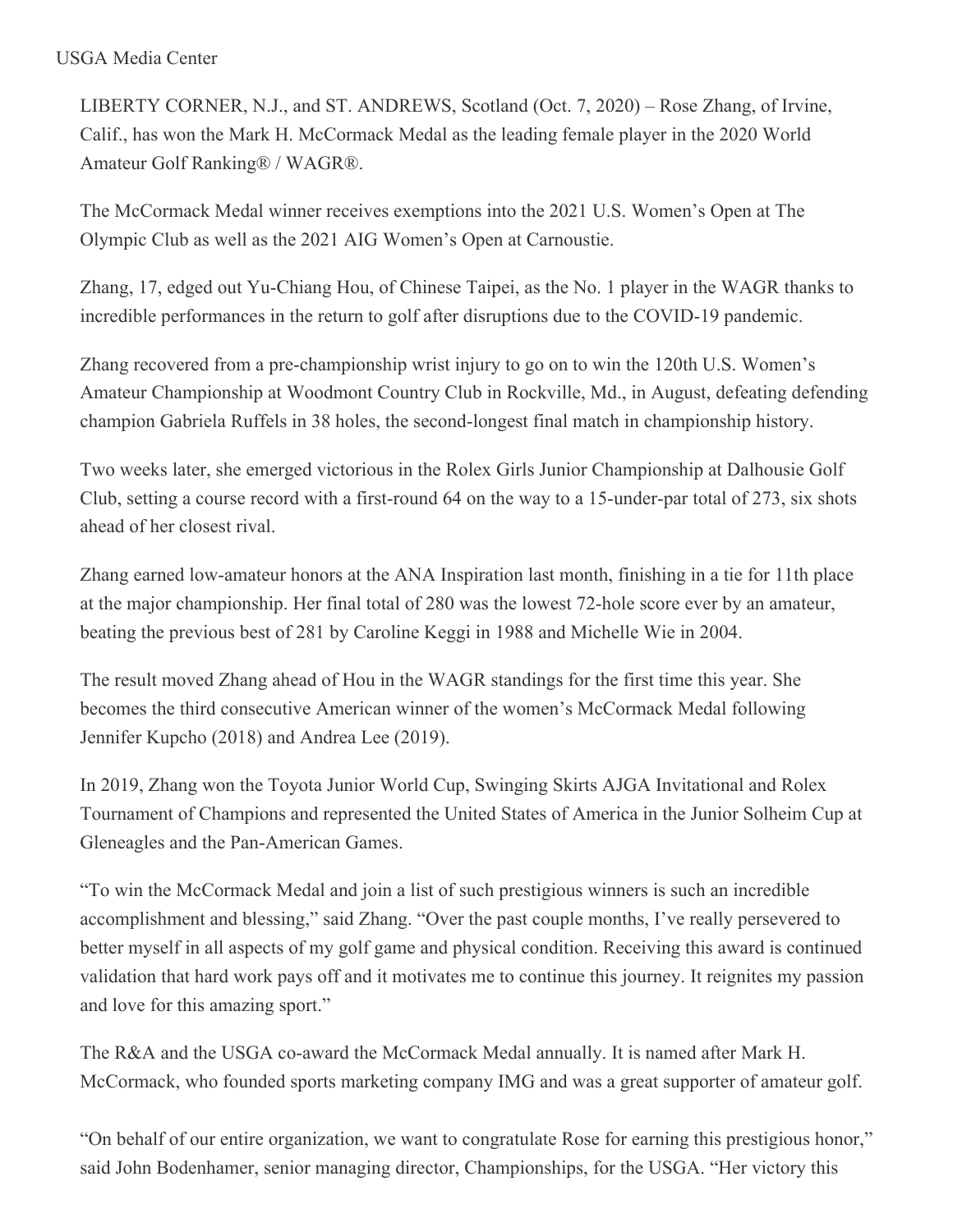USGA Media Center

LIBERTY CORNER, N.J., and ST. ANDREWS, Scotland (Oct. 7, 2020) – Rose Zhang, of Irvine, Calif., has won the Mark H. McCormack Medal as the leading female player in the 2020 World Amateur Golf Ranking® / WAGR®.

The McCormack Medal winner receives exemptions into the 2021 U.S. Women's Open at The Olympic Club as well as the 2021 AIG Women's Open at Carnoustie.

Zhang, 17, edged out Yu-Chiang Hou, of Chinese Taipei, as the No. 1 player in the WAGR thanks to incredible performances in the return to golf after disruptions due to the COVID-19 pandemic.

Zhang recovered from a pre-championship wrist injury to go on to win the 120th U.S. Women's Amateur Championship at Woodmont Country Club in Rockville, Md., in August, defeating defending champion Gabriela Ruffels in 38 holes, the second-longest final match in championship history.

Two weeks later, she emerged victorious in the Rolex Girls Junior Championship at Dalhousie Golf Club, setting a course record with a first-round 64 on the way to a 15-under-par total of 273, six shots ahead of her closest rival.

Zhang earned low-amateur honors at the ANA Inspiration last month, finishing in a tie for 11th place at the major championship. Her final total of 280 was the lowest 72-hole score ever by an amateur, beating the previous best of 281 by Caroline Keggi in 1988 and Michelle Wie in 2004.

The result moved Zhang ahead of Hou in the WAGR standings for the first time this year. She becomes the third consecutive American winner of the women's McCormack Medal following Jennifer Kupcho (2018) and Andrea Lee (2019).

In 2019, Zhang won the Toyota Junior World Cup, Swinging Skirts AJGA Invitational and Rolex Tournament of Champions and represented the United States of America in the Junior Solheim Cup at Gleneagles and the Pan-American Games.

"To win the McCormack Medal and join a list of such prestigious winners is such an incredible accomplishment and blessing," said Zhang. "Over the past couple months, I've really persevered to better myself in all aspects of my golf game and physical condition. Receiving this award is continued validation that hard work pays off and it motivates me to continue this journey. It reignites my passion and love for this amazing sport."

The R&A and the USGA co-award the McCormack Medal annually. It is named after Mark H. McCormack, who founded sports marketing company IMG and was a great supporter of amateur golf.

"On behalf of our entire organization, we want to congratulate Rose for earning this prestigious honor," said John Bodenhamer, senior managing director, Championships, for the USGA. "Her victory this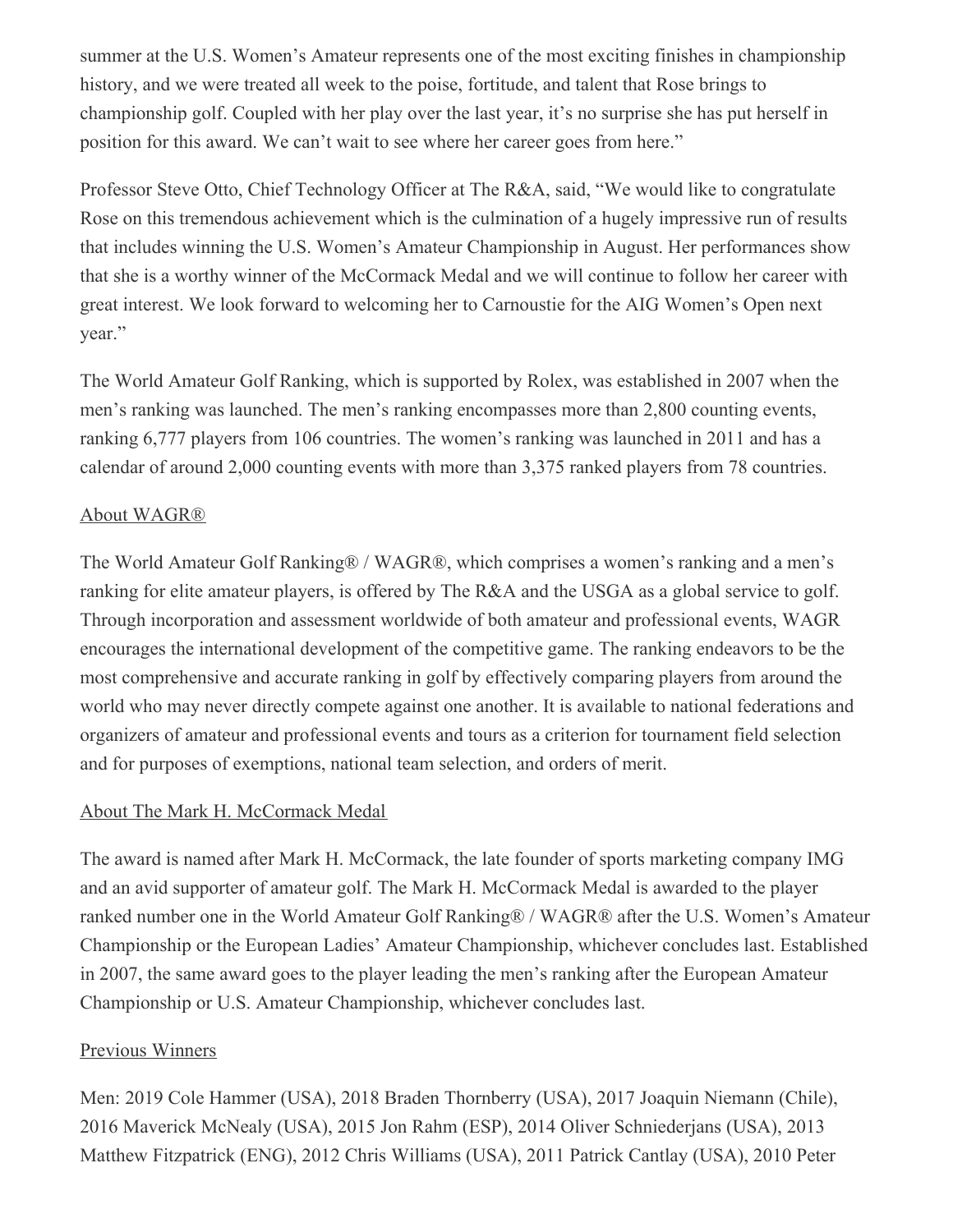summer at the U.S. Women's Amateur represents one of the most exciting finishes in championship history, and we were treated all week to the poise, fortitude, and talent that Rose brings to championship golf. Coupled with her play over the last year, it's no surprise she has put herself in position for this award. We can't wait to see where her career goes from here."

Professor Steve Otto, Chief Technology Officer at The R&A, said, "We would like to congratulate Rose on this tremendous achievement which is the culmination of a hugely impressive run of results that includes winning the U.S. Women's Amateur Championship in August. Her performances show that she is a worthy winner of the McCormack Medal and we will continue to follow her career with great interest. We look forward to welcoming her to Carnoustie for the AIG Women's Open next year."

The World Amateur Golf Ranking, which is supported by Rolex, was established in 2007 when the men's ranking was launched. The men's ranking encompasses more than 2,800 counting events, ranking 6,777 players from 106 countries. The women's ranking was launched in 2011 and has a calendar of around 2,000 counting events with more than 3,375 ranked players from 78 countries.

## About WAGR®

The World Amateur Golf Ranking® / WAGR®, which comprises a women's ranking and a men's ranking for elite amateur players, is offered by The R&A and the USGA as a global service to golf. Through incorporation and assessment worldwide of both amateur and professional events, WAGR encourages the international development of the competitive game. The ranking endeavors to be the most comprehensive and accurate ranking in golf by effectively comparing players from around the world who may never directly compete against one another. It is available to national federations and organizers of amateur and professional events and tours as a criterion for tournament field selection and for purposes of exemptions, national team selection, and orders of merit.

## About The Mark H. McCormack Medal

The award is named after Mark H. McCormack, the late founder of sports marketing company IMG and an avid supporter of amateur golf. The Mark H. McCormack Medal is awarded to the player ranked number one in the World Amateur Golf Ranking® / WAGR® after the U.S. Women's Amateur Championship or the European Ladies' Amateur Championship, whichever concludes last. Established in 2007, the same award goes to the player leading the men's ranking after the European Amateur Championship or U.S. Amateur Championship, whichever concludes last.

## Previous Winners

Men: 2019 Cole Hammer (USA), 2018 Braden Thornberry (USA), 2017 Joaquin Niemann (Chile), 2016 Maverick McNealy (USA), 2015 Jon Rahm (ESP), 2014 Oliver Schniederjans (USA), 2013 Matthew Fitzpatrick (ENG), 2012 Chris Williams (USA), 2011 Patrick Cantlay (USA), 2010 Peter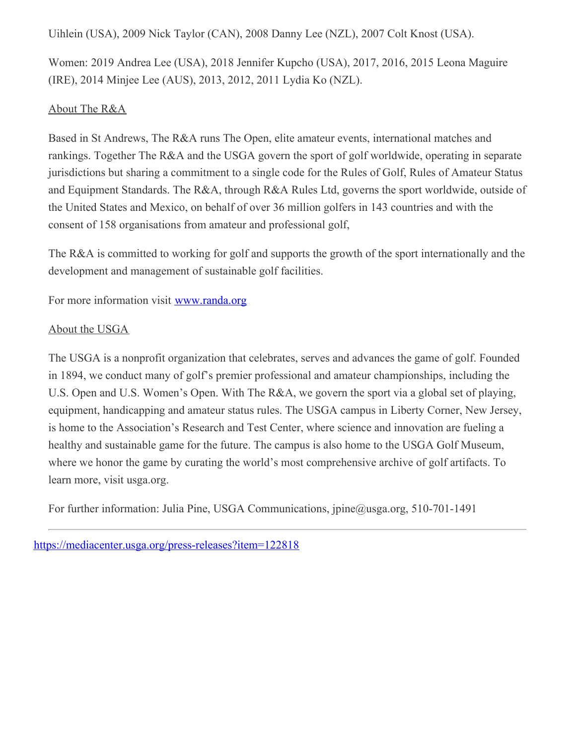Uihlein (USA), 2009 Nick Taylor (CAN), 2008 Danny Lee (NZL), 2007 Colt Knost (USA).

Women: 2019 Andrea Lee (USA), 2018 Jennifer Kupcho (USA), 2017, 2016, 2015 Leona Maguire (IRE), 2014 Minjee Lee (AUS), 2013, 2012, 2011 Lydia Ko (NZL).

About The R&A

Based in St Andrews, The R&A runs The Open, elite amateur events, international matches and rankings. Together The R&A and the USGA govern the sport of golf worldwide, operating in separate jurisdictions but sharing a commitment to a single code for the Rules of Golf, Rules of Amateur Status and Equipment Standards. The R&A, through R&A Rules Ltd, governs the sport worldwide, outside of the United States and Mexico, on behalf of over 36 million golfers in 143 countries and with the consent of 158 organisations from amateur and professional golf,

The R&A is committed to working for golf and supports the growth of the sport internationally and the development and management of sustainable golf facilities.

For more information visit [www.randa.org](www.randa.org)

About the USGA

The USGA is a nonprofit organization that celebrates, serves and advances the game of golf. Founded in 1894, we conduct many of golf's premier professional and amateur championships, including the U.S. Open and U.S. Women's Open. With The R&A, we govern the sport via a global set of playing, equipment, handicapping and amateur status rules. The USGA campus in Liberty Corner, New Jersey, is home to the Association's Research and Test Center, where science and innovation are fueling a healthy and sustainable game for the future. The campus is also home to the USGA Golf Museum, where we honor the game by curating the world's most comprehensive archive of golf artifacts. To learn more, visit usga.org.

For further information: Julia Pine, USGA Communications, jpine@usga.org, 510-701-1491

---

https://mediacenter.usga.org/press-releases?item=122818